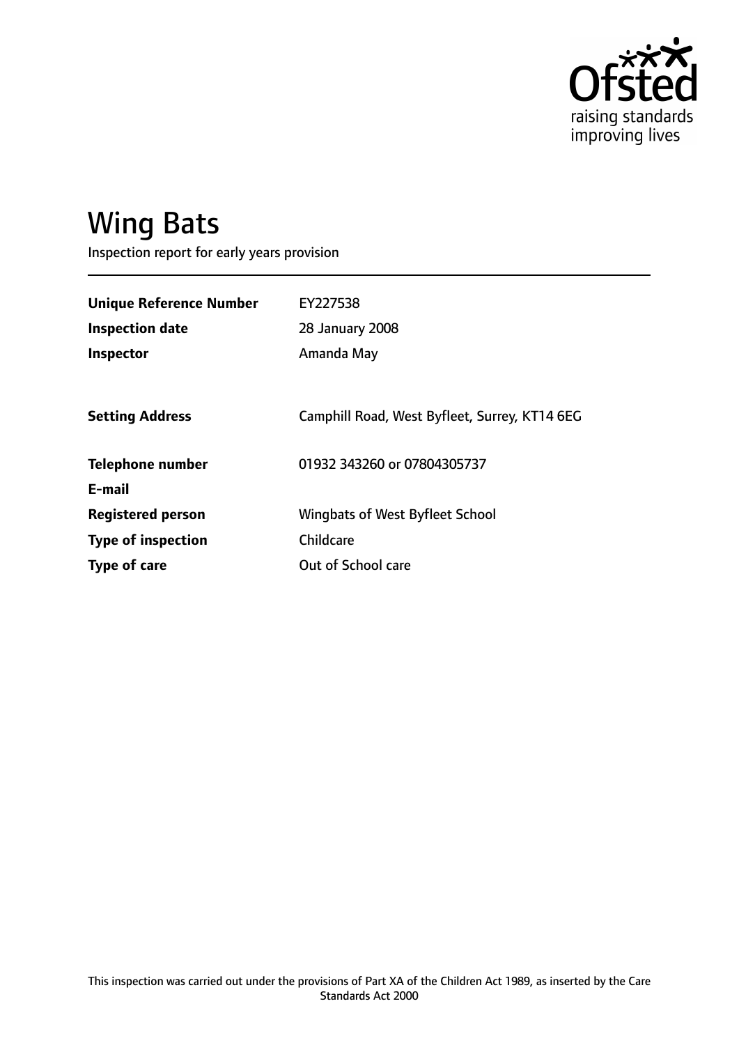# Wing Bats

Inspection report for early years provision

| | |
|---|---|
| **Unique Reference Number** | EY227538 |
| **Inspection date** | 28 January 2008 |
| **Inspector** | Amanda May |
| | |
| **Setting Address** | Camphill Road, West Byfleet, Surrey, KT14 6EG |
| | |
| **Telephone number** | 01932 343260 or 07804305737 |
| **E-mail** | |
| **Registered person** | Wingbats of West Byfleet School |
| **Type of inspection** | Childcare |
| **Type of care** | Out of School care |

This inspection was carried out under the provisions of Part XA of the Children Act 1989, as inserted by the Care Standards Act 2000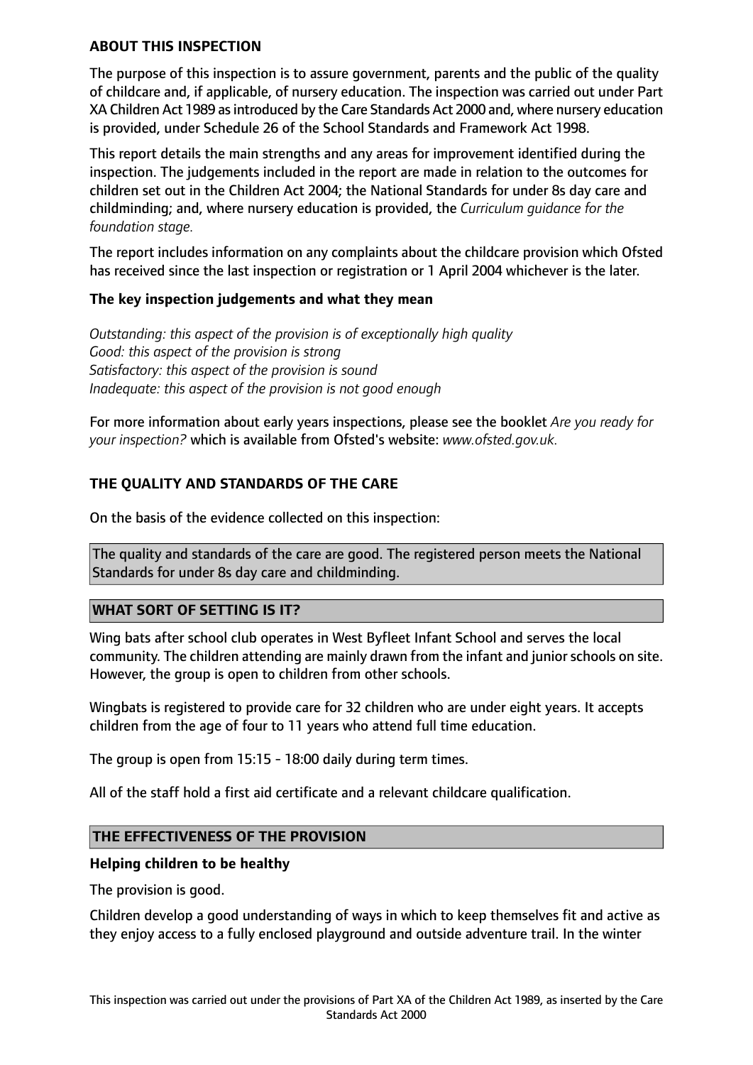**ABOUT THIS INSPECTION**

The purpose of this inspection is to assure government, parents and the public of the quality of childcare and, if applicable, of nursery education. The inspection was carried out under Part XA Children Act 1989 as introduced by the Care Standards Act 2000 and, where nursery education is provided, under Schedule 26 of the School Standards and Framework Act 1998.

This report details the main strengths and any areas for improvement identified during the inspection. The judgements included in the report are made in relation to the outcomes for children set out in the Children Act 2004; the National Standards for under 8s day care and childminding; and, where nursery education is provided, the *Curriculum guidance for the foundation stage.*

The report includes information on any complaints about the childcare provision which Ofsted has received since the last inspection or registration or 1 April 2004 whichever is the later.

**The key inspection judgements and what they mean**

*Outstanding: this aspect of the provision is of exceptionally high quality*
*Good: this aspect of the provision is strong*
*Satisfactory: this aspect of the provision is sound*
*Inadequate: this aspect of the provision is not good enough*

For more information about early years inspections, please see the booklet *Are you ready for your inspection?* which is available from Ofsted's website: *www.ofsted.gov.uk.*

**THE QUALITY AND STANDARDS OF THE CARE**

On the basis of the evidence collected on this inspection:

The quality and standards of the care are good. The registered person meets the National Standards for under 8s day care and childminding.

**WHAT SORT OF SETTING IS IT?**

Wing bats after school club operates in West Byfleet Infant School and serves the local community. The children attending are mainly drawn from the infant and junior schools on site. However, the group is open to children from other schools.

Wingbats is registered to provide care for 32 children who are under eight years. It accepts children from the age of four to 11 years who attend full time education.

The group is open from 15:15 - 18:00 daily during term times.

All of the staff hold a first aid certificate and a relevant childcare qualification.

**THE EFFECTIVENESS OF THE PROVISION**

**Helping children to be healthy**

The provision is good.

Children develop a good understanding of ways in which to keep themselves fit and active as they enjoy access to a fully enclosed playground and outside adventure trail. In the winter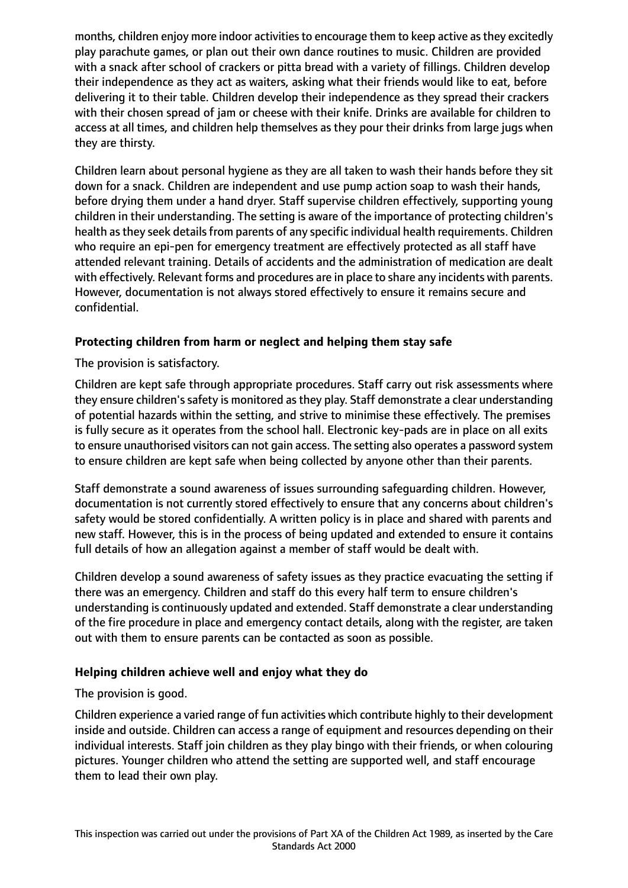months, children enjoy more indoor activities to encourage them to keep active as they excitedly play parachute games, or plan out their own dance routines to music. Children are provided with a snack after school of crackers or pitta bread with a variety of fillings. Children develop their independence as they act as waiters, asking what their friends would like to eat, before delivering it to their table. Children develop their independence as they spread their crackers with their chosen spread of jam or cheese with their knife. Drinks are available for children to access at all times, and children help themselves as they pour their drinks from large jugs when they are thirsty.

Children learn about personal hygiene as they are all taken to wash their hands before they sit down for a snack. Children are independent and use pump action soap to wash their hands, before drying them under a hand dryer. Staff supervise children effectively, supporting young children in their understanding. The setting is aware of the importance of protecting children's health as they seek details from parents of any specific individual health requirements. Children who require an epi-pen for emergency treatment are effectively protected as all staff have attended relevant training. Details of accidents and the administration of medication are dealt with effectively. Relevant forms and procedures are in place to share any incidents with parents. However, documentation is not always stored effectively to ensure it remains secure and confidential.

### Protecting children from harm or neglect and helping them stay safe

The provision is satisfactory.

Children are kept safe through appropriate procedures. Staff carry out risk assessments where they ensure children's safety is monitored as they play. Staff demonstrate a clear understanding of potential hazards within the setting, and strive to minimise these effectively. The premises is fully secure as it operates from the school hall. Electronic key-pads are in place on all exits to ensure unauthorised visitors can not gain access. The setting also operates a password system to ensure children are kept safe when being collected by anyone other than their parents.

Staff demonstrate a sound awareness of issues surrounding safeguarding children. However, documentation is not currently stored effectively to ensure that any concerns about children's safety would be stored confidentially. A written policy is in place and shared with parents and new staff. However, this is in the process of being updated and extended to ensure it contains full details of how an allegation against a member of staff would be dealt with.

Children develop a sound awareness of safety issues as they practice evacuating the setting if there was an emergency. Children and staff do this every half term to ensure children's understanding is continuously updated and extended. Staff demonstrate a clear understanding of the fire procedure in place and emergency contact details, along with the register, are taken out with them to ensure parents can be contacted as soon as possible.

### Helping children achieve well and enjoy what they do

The provision is good.

Children experience a varied range of fun activities which contribute highly to their development inside and outside. Children can access a range of equipment and resources depending on their individual interests. Staff join children as they play bingo with their friends, or when colouring pictures. Younger children who attend the setting are supported well, and staff encourage them to lead their own play.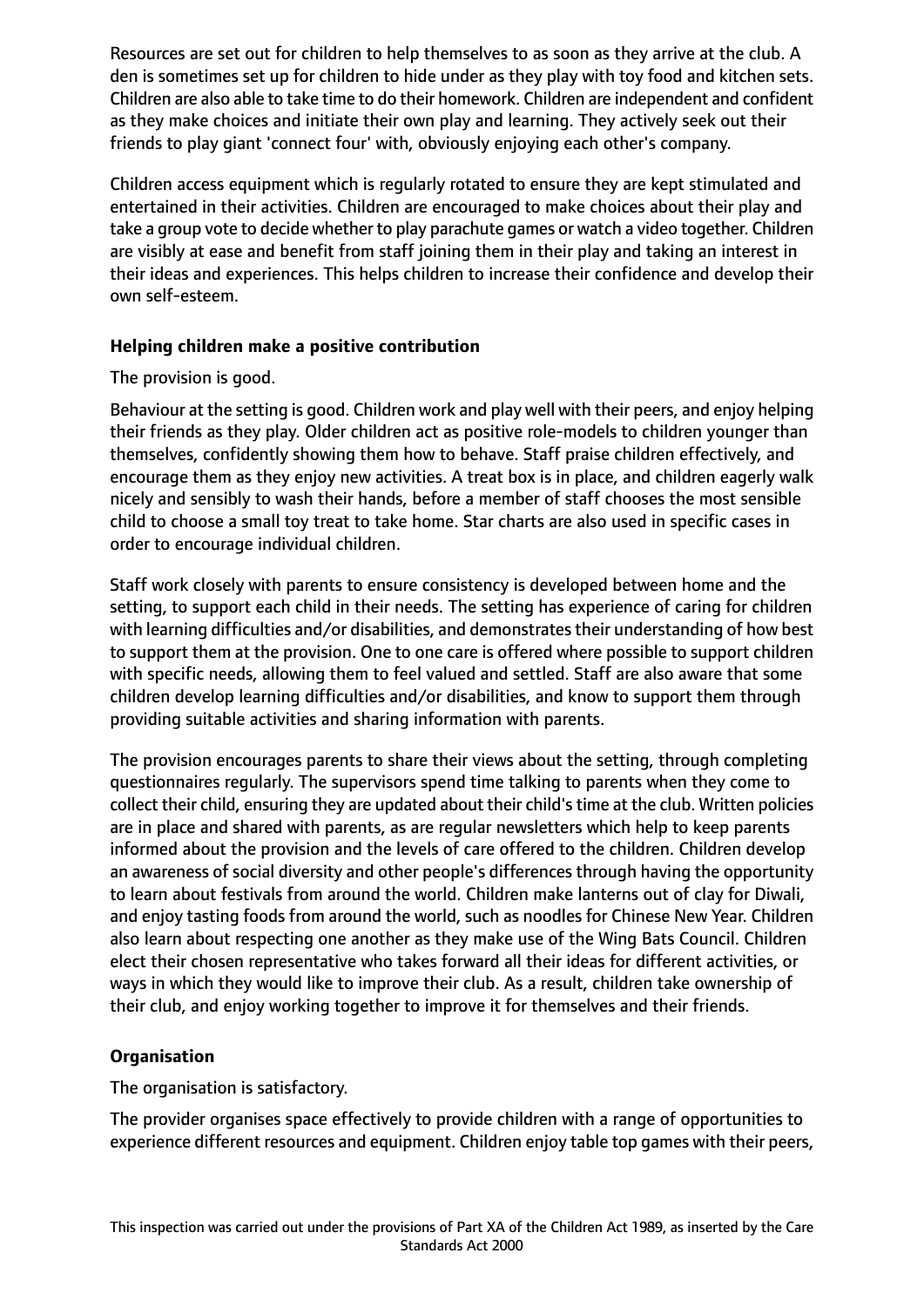Resources are set out for children to help themselves to as soon as they arrive at the club. A den is sometimes set up for children to hide under as they play with toy food and kitchen sets. Children are also able to take time to do their homework. Children are independent and confident as they make choices and initiate their own play and learning. They actively seek out their friends to play giant 'connect four' with, obviously enjoying each other's company.

Children access equipment which is regularly rotated to ensure they are kept stimulated and entertained in their activities. Children are encouraged to make choices about their play and take a group vote to decide whether to play parachute games or watch a video together. Children are visibly at ease and benefit from staff joining them in their play and taking an interest in their ideas and experiences. This helps children to increase their confidence and develop their own self-esteem.

**Helping children make a positive contribution**

The provision is good.

Behaviour at the setting is good. Children work and play well with their peers, and enjoy helping their friends as they play. Older children act as positive role-models to children younger than themselves, confidently showing them how to behave. Staff praise children effectively, and encourage them as they enjoy new activities. A treat box is in place, and children eagerly walk nicely and sensibly to wash their hands, before a member of staff chooses the most sensible child to choose a small toy treat to take home. Star charts are also used in specific cases in order to encourage individual children.

Staff work closely with parents to ensure consistency is developed between home and the setting, to support each child in their needs. The setting has experience of caring for children with learning difficulties and/or disabilities, and demonstrates their understanding of how best to support them at the provision. One to one care is offered where possible to support children with specific needs, allowing them to feel valued and settled. Staff are also aware that some children develop learning difficulties and/or disabilities, and know to support them through providing suitable activities and sharing information with parents.

The provision encourages parents to share their views about the setting, through completing questionnaires regularly. The supervisors spend time talking to parents when they come to collect their child, ensuring they are updated about their child's time at the club. Written policies are in place and shared with parents, as are regular newsletters which help to keep parents informed about the provision and the levels of care offered to the children. Children develop an awareness of social diversity and other people's differences through having the opportunity to learn about festivals from around the world. Children make lanterns out of clay for Diwali, and enjoy tasting foods from around the world, such as noodles for Chinese New Year. Children also learn about respecting one another as they make use of the Wing Bats Council. Children elect their chosen representative who takes forward all their ideas for different activities, or ways in which they would like to improve their club. As a result, children take ownership of their club, and enjoy working together to improve it for themselves and their friends.

**Organisation**

The organisation is satisfactory.

The provider organises space effectively to provide children with a range of opportunities to experience different resources and equipment. Children enjoy table top games with their peers,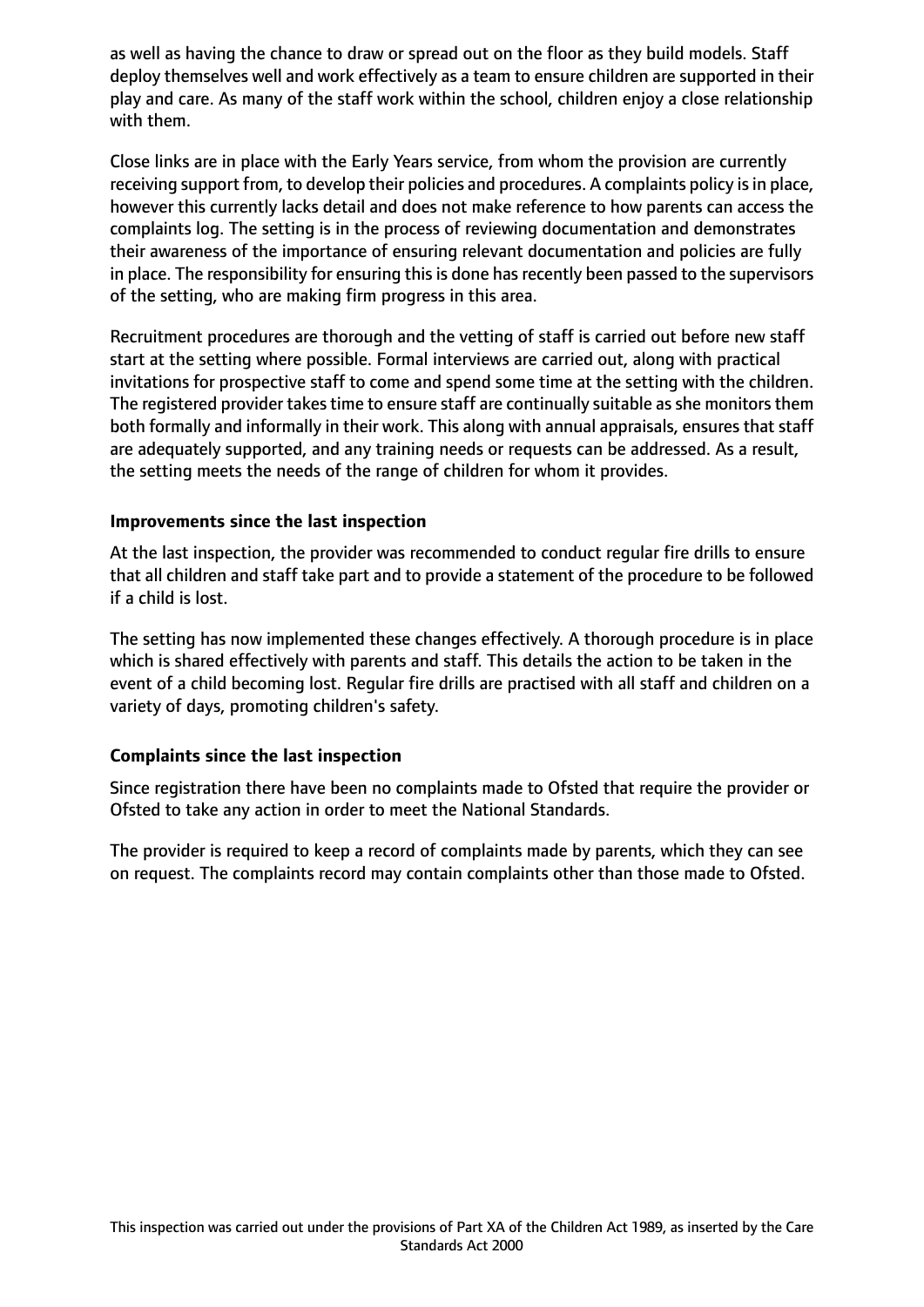as well as having the chance to draw or spread out on the floor as they build models. Staff deploy themselves well and work effectively as a team to ensure children are supported in their play and care. As many of the staff work within the school, children enjoy a close relationship with them.

Close links are in place with the Early Years service, from whom the provision are currently receiving support from, to develop their policies and procedures. A complaints policy is in place, however this currently lacks detail and does not make reference to how parents can access the complaints log. The setting is in the process of reviewing documentation and demonstrates their awareness of the importance of ensuring relevant documentation and policies are fully in place. The responsibility for ensuring this is done has recently been passed to the supervisors of the setting, who are making firm progress in this area.

Recruitment procedures are thorough and the vetting of staff is carried out before new staff start at the setting where possible. Formal interviews are carried out, along with practical invitations for prospective staff to come and spend some time at the setting with the children. The registered provider takes time to ensure staff are continually suitable as she monitors them both formally and informally in their work. This along with annual appraisals, ensures that staff are adequately supported, and any training needs or requests can be addressed. As a result, the setting meets the needs of the range of children for whom it provides.

**Improvements since the last inspection**

At the last inspection, the provider was recommended to conduct regular fire drills to ensure that all children and staff take part and to provide a statement of the procedure to be followed if a child is lost.

The setting has now implemented these changes effectively. A thorough procedure is in place which is shared effectively with parents and staff. This details the action to be taken in the event of a child becoming lost. Regular fire drills are practised with all staff and children on a variety of days, promoting children's safety.

**Complaints since the last inspection**

Since registration there have been no complaints made to Ofsted that require the provider or Ofsted to take any action in order to meet the National Standards.

The provider is required to keep a record of complaints made by parents, which they can see on request. The complaints record may contain complaints other than those made to Ofsted.

This inspection was carried out under the provisions of Part XA of the Children Act 1989, as inserted by the Care Standards Act 2000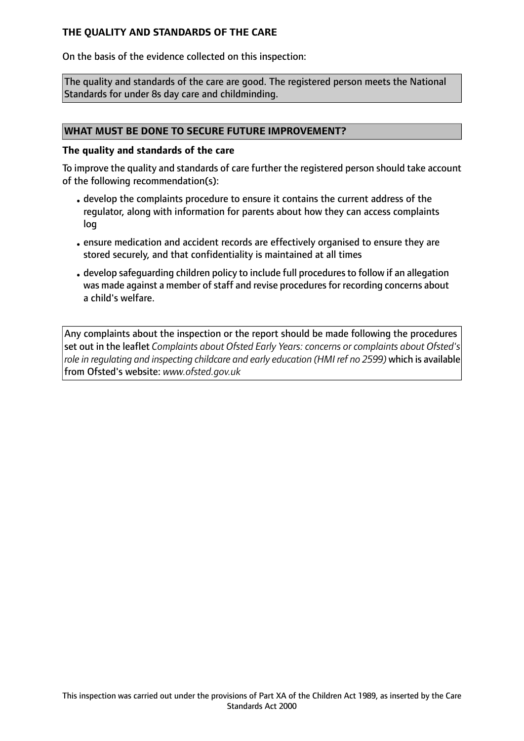## THE QUALITY AND STANDARDS OF THE CARE

On the basis of the evidence collected on this inspection:

The quality and standards of the care are good. The registered person meets the National Standards for under 8s day care and childminding.

## WHAT MUST BE DONE TO SECURE FUTURE IMPROVEMENT?

### The quality and standards of the care

To improve the quality and standards of care further the registered person should take account of the following recommendation(s):

- develop the complaints procedure to ensure it contains the current address of the regulator, along with information for parents about how they can access complaints log
- ensure medication and accident records are effectively organised to ensure they are stored securely, and that confidentiality is maintained at all times
- develop safeguarding children policy to include full procedures to follow if an allegation was made against a member of staff and revise procedures for recording concerns about a child's welfare.

Any complaints about the inspection or the report should be made following the procedures set out in the leaflet *Complaints about Ofsted Early Years: concerns or complaints about Ofsted's role in regulating and inspecting childcare and early education (HMI ref no 2599)* which is available from Ofsted's website: *www.ofsted.gov.uk*

This inspection was carried out under the provisions of Part XA of the Children Act 1989, as inserted by the Care Standards Act 2000